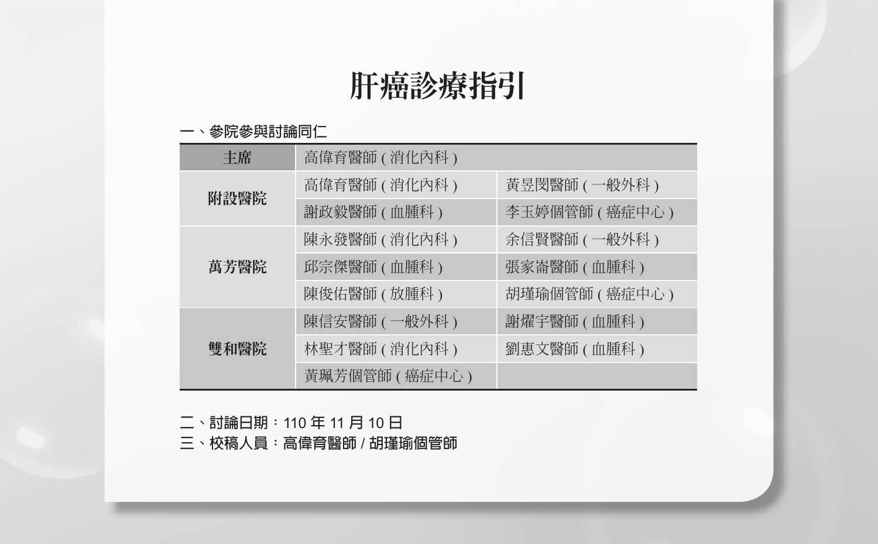# 肝癌診療指引

一、參院參與討論同仁

| 主席 | 高偉育醫師 ( 消化內科 ) | |
|---|---|---|
| 附設醫院 | 高偉育醫師 ( 消化內科 ) | 黃昱閔醫師 ( 一般外科 ) |
| | 謝政毅醫師 ( 血腫科 ) | 李玉婷個管師 ( 癌症中心 ) |
| 萬芳醫院 | 陳永發醫師 ( 消化內科 ) | 余信賢醫師 ( 一般外科 ) |
| | 邱宗傑醫師 ( 血腫科 ) | 張家崙醫師 ( 血腫科 ) |
| | 陳俊佑醫師 ( 放腫科 ) | 胡瑾瑜個管師 ( 癌症中心 ) |
| 雙和醫院 | 陳信安醫師 ( 一般外科 ) | 謝燿宇醫師 ( 血腫科 ) |
| | 林聖才醫師 ( 消化內科 ) | 劉惠文醫師 ( 血腫科 ) |
| | 黃珮芳個管師 ( 癌症中心 ) | |

二、討論日期：110 年 11 月 10 日

三、校稿人員：高偉育醫師 / 胡瑾瑜個管師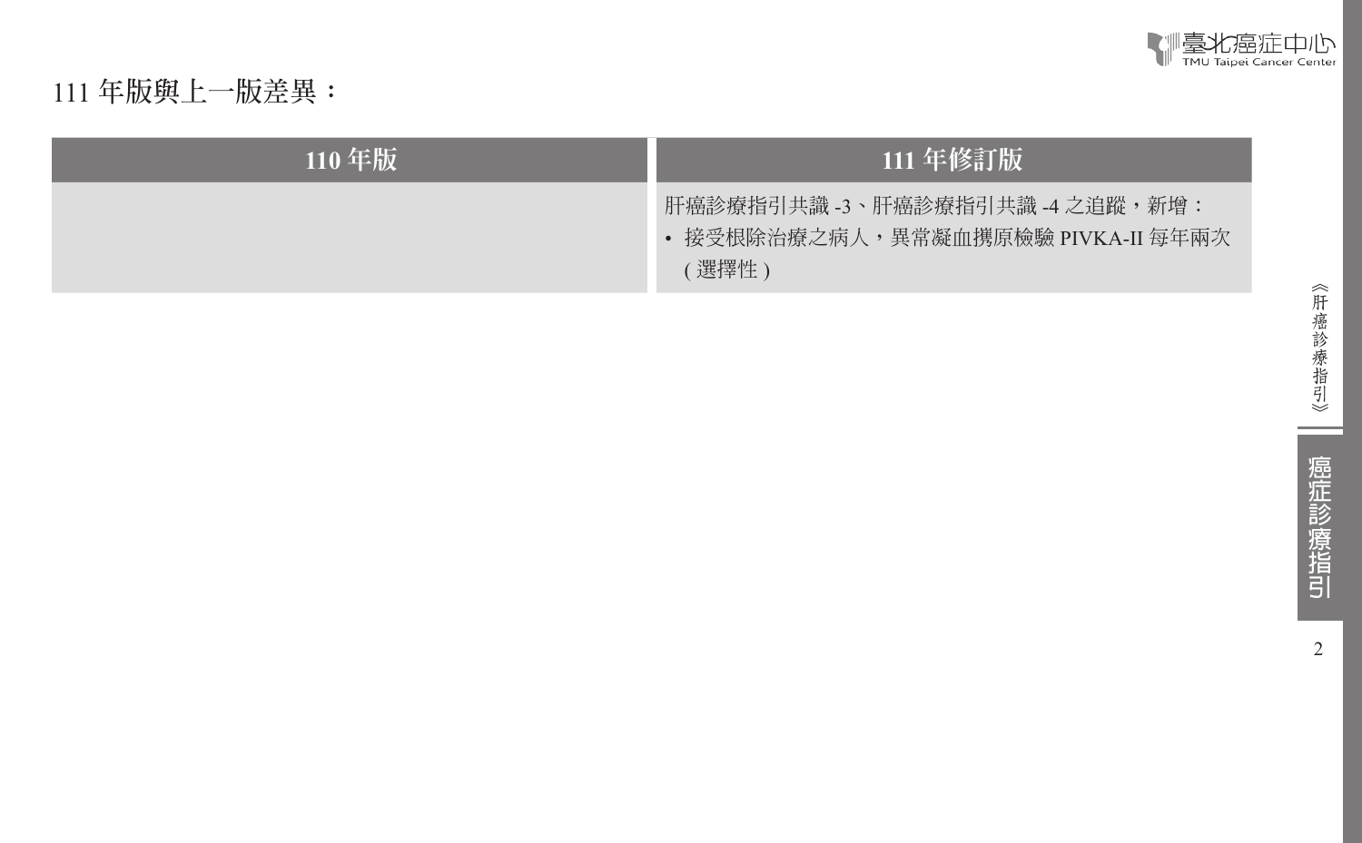111 年版與上一版差異：

| 110 年版 | 111 年修訂版 |
| --- | --- |
| | 肝癌診療指引共識 -3、肝癌診療指引共識 -4 之追蹤，新增：<br>• 接受根除治療之病人，異常凝血捲原檢驗 PIVKA-II 每年兩次 ( 選擇性 ) |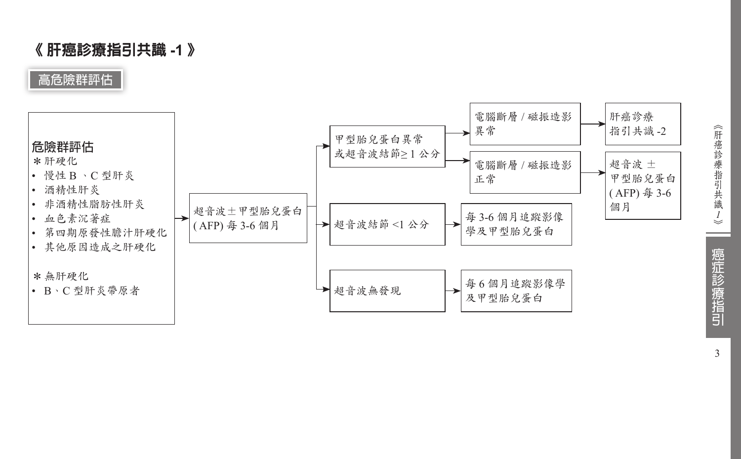# 《 肝癌診療指引共識 -1 》

## 高危險群評估

**危險群評估**

＊肝硬化

- 慢性 B 、C 型肝炎
- 酒精性肝炎
- 非酒精性脂肪性肝炎
- 血色素沉著症
- 第四期原發性膽汁肝硬化
- 其他原因造成之肝硬化

＊無肝硬化

- B、C 型肝炎帶原者

→ 超音波 ± 甲型胎兒蛋白 ( AFP) 每 3-6 個月

- → 甲型胎兒蛋白異常或超音波結節≥ 1 公分
  - → 電腦斷層 / 磁振造影異常 → 肝癌診療指引共識 -2
  - → 電腦斷層 / 磁振造影正常 → 超音波 ± 甲型胎兒蛋白 ( AFP) 每 3-6 個月
- → 超音波結節 <1 公分 → 每 3-6 個月追蹤影像學及甲型胎兒蛋白
- → 超音波無發現 → 每 6 個月追蹤影像學及甲型胎兒蛋白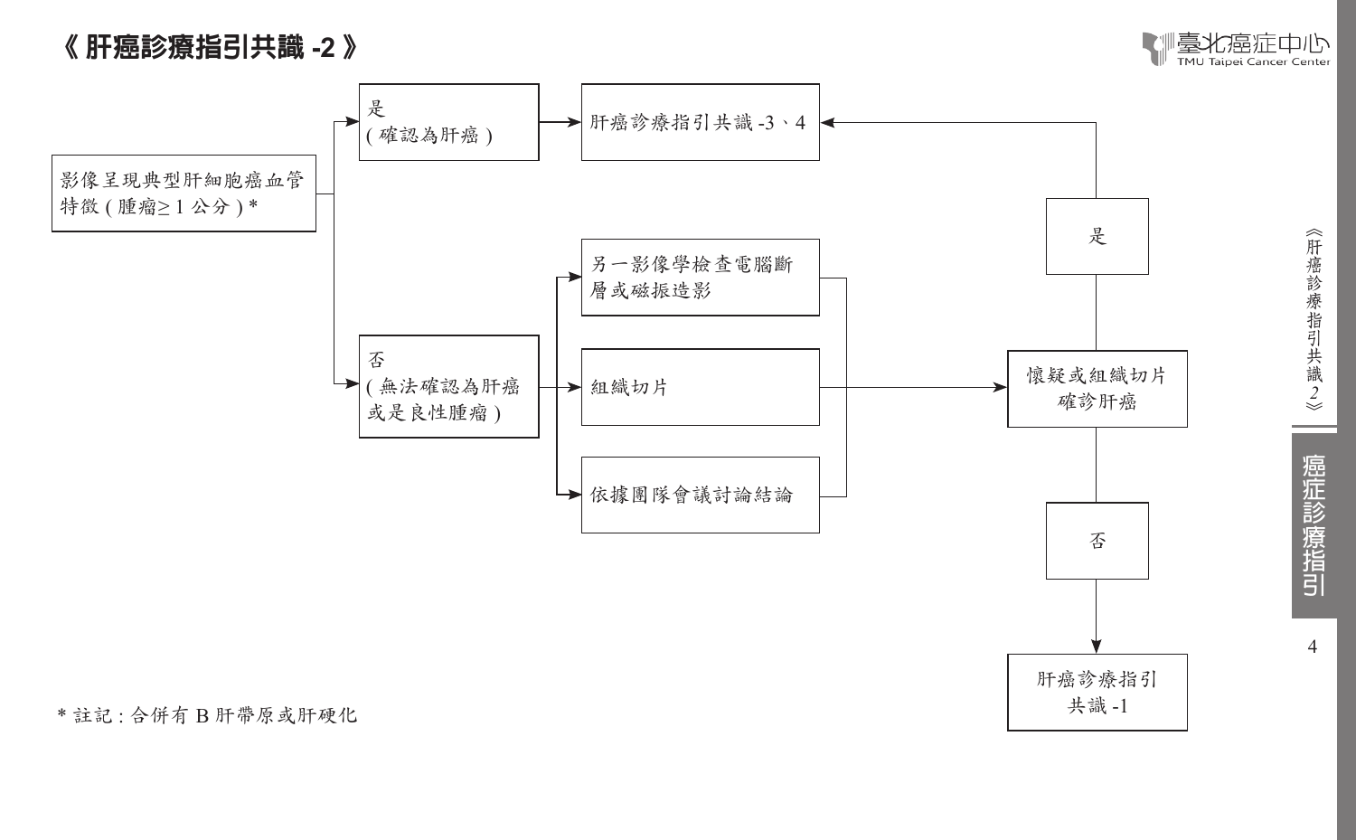# 《 肝癌診療指引共識 -2 》

影像呈現典型肝細胞癌血管特徵 ( 腫瘤≥ 1 公分 ) *

- 是 ( 確認為肝癌 ) → 肝癌診療指引共識 -3、4
- 否 ( 無法確認為肝癌或是良性腫瘤 ) →
  - 另一影像學檢查電腦斷層或磁振造影
  - 組織切片
  - 依據團隊會議討論結論

  → 懷疑或組織切片確診肝癌
  - 是 → 肝癌診療指引共識 -3、4
  - 否 → 肝癌診療指引共識 -1

* 註記 : 合併有 B 肝帶原或肝硬化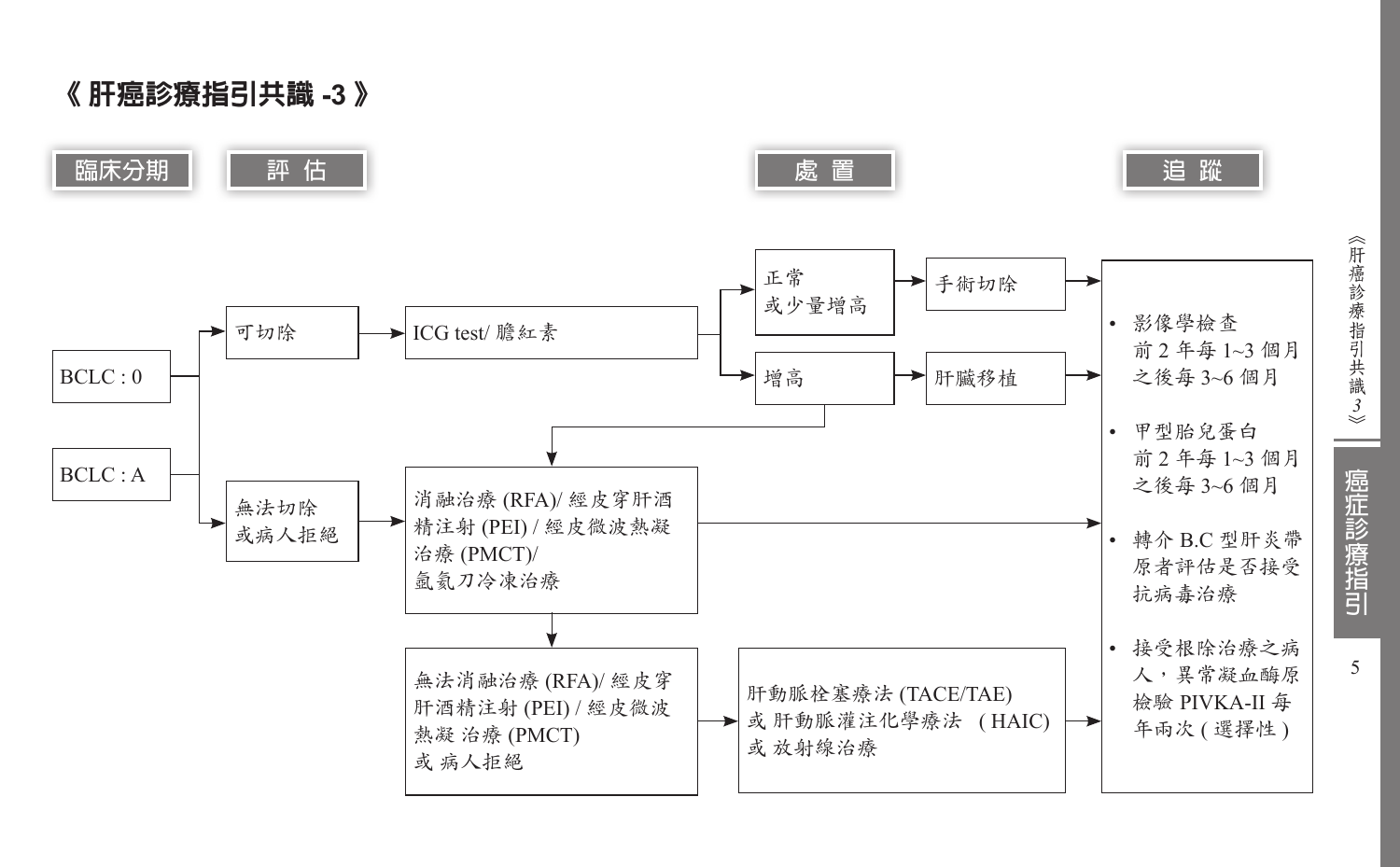# 《 肝癌診療指引共識 -3 》

**臨床分期** → **評 估** → **處 置** → **追 蹤**

- BCLC : 0 / BCLC : A
  - 可切除 → ICG test/ 膽紅素
    - 正常或少量增高 → 手術切除 → 追蹤
    - 增高 → 肝臟移植 → 追蹤
    - 增高 → 消融治療 (RFA)/ 經皮穿肝酒精注射 (PEI) / 經皮微波熱凝治療 (PMCT)/ 氬氦刀冷凍治療
  - 無法切除或病人拒絕 → 消融治療 (RFA)/ 經皮穿肝酒精注射 (PEI) / 經皮微波熱凝治療 (PMCT)/ 氬氦刀冷凍治療 → 追蹤
    - → 無法消融治療 (RFA)/ 經皮穿肝酒精注射 (PEI) / 經皮微波熱凝 治療 (PMCT) 或 病人拒絕 → 肝動脈栓塞療法 (TACE/TAE) 或 肝動脈灌注化學療法 (HAIC) 或 放射線治療 → 追蹤

**追蹤：**

- 影像學檢查
  前 2 年每 1~3 個月
  之後每 3~6 個月
- 甲型胎兒蛋白
  前 2 年每 1~3 個月
  之後每 3~6 個月
- 轉介 B.C 型肝炎帶原者評估是否接受抗病毒治療
- 接受根除治療之病人，異常凝血酶原檢驗 PIVKA-II 每年兩次 ( 選擇性 )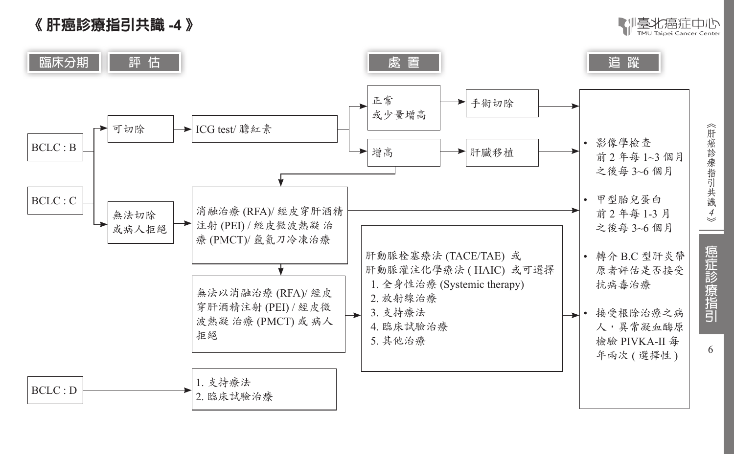# 《 肝癌診療指引共識 -4 》

**臨床分期** | **評 估** | **處 置** | **追 蹤**

- BCLC : B / BCLC : C
  - 可切除 → ICG test/ 膽紅素
    - 正常或少量增高 → 手術切除 → 追蹤
    - 增高 → 肝臟移植 → 追蹤
    - 增高 → 消融治療 (RFA)/ 經皮穿肝酒精注射 (PEI) / 經皮微波熱凝 治療 (PMCT)/ 氬氦刀冷凍治療
  - 無法切除或病人拒絕 → 消融治療 (RFA)/ 經皮穿肝酒精注射 (PEI) / 經皮微波熱凝 治療 (PMCT)/ 氬氦刀冷凍治療 → 追蹤
    - → 無法以消融治療 (RFA)/ 經皮穿肝酒精注射 (PEI) / 經皮微波熱凝 治療 (PMCT) 或 病人拒絕
      - → 肝動脈栓塞療法 (TACE/TAE) 或 肝動脈灌注化學療法 ( HAIC) 或可選擇
        1. 全身性治療 (Systemic therapy)
        2. 放射線治療
        3. 支持療法
        4. 臨床試驗治療
        5. 其他治療
        - → 追蹤
- BCLC : D →
  1. 支持療法
  2. 臨床試驗治療

**追蹤：**

- 影像學檢查 前 2 年每 1~3 個月 之後每 3~6 個月
- 甲型胎兒蛋白 前 2 年每 1-3 月 之後每 3~6 個月
- 轉介 B.C 型肝炎帶原者評估是否接受抗病毒治療
- 接受根除治療之病人，異常凝血酶原檢驗 PIVKA-II 每年兩次 ( 選擇性 )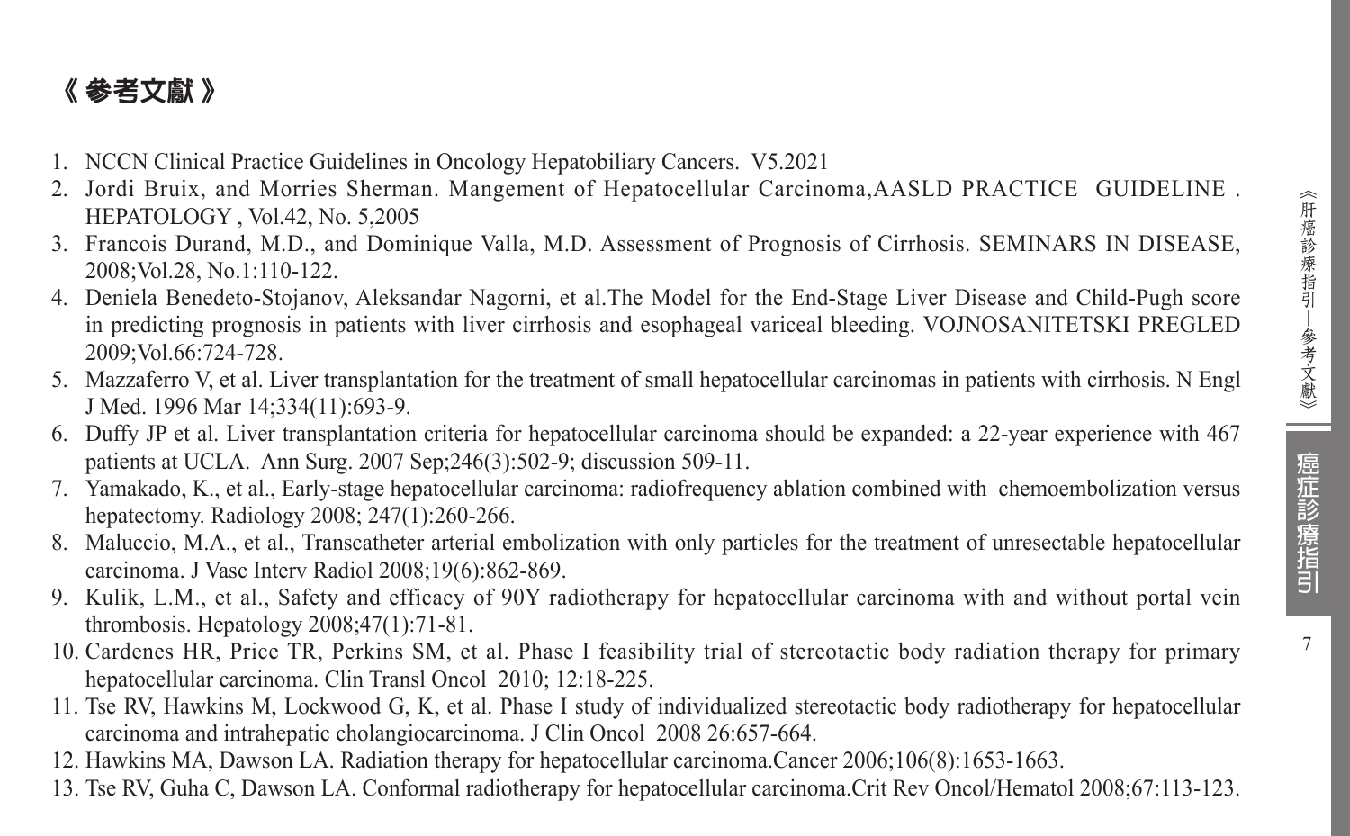# 《 參考文獻 》

1. NCCN Clinical Practice Guidelines in Oncology Hepatobiliary Cancers. V5.2021
2. Jordi Bruix, and Morries Sherman. Mangement of Hepatocellular Carcinoma,AASLD PRACTICE GUIDELINE . HEPATOLOGY , Vol.42, No. 5,2005
3. Francois Durand, M.D., and Dominique Valla, M.D. Assessment of Prognosis of Cirrhosis. SEMINARS IN DISEASE, 2008;Vol.28, No.1:110-122.
4. Deniela Benedeto-Stojanov, Aleksandar Nagorni, et al.The Model for the End-Stage Liver Disease and Child-Pugh score in predicting prognosis in patients with liver cirrhosis and esophageal variceal bleeding. VOJNOSANITETSKI PREGLED 2009;Vol.66:724-728.
5. Mazzaferro V, et al. Liver transplantation for the treatment of small hepatocellular carcinomas in patients with cirrhosis. N Engl J Med. 1996 Mar 14;334(11):693-9.
6. Duffy JP et al. Liver transplantation criteria for hepatocellular carcinoma should be expanded: a 22-year experience with 467 patients at UCLA. Ann Surg. 2007 Sep;246(3):502-9; discussion 509-11.
7. Yamakado, K., et al., Early-stage hepatocellular carcinoma: radiofrequency ablation combined with chemoembolization versus hepatectomy. Radiology 2008; 247(1):260-266.
8. Maluccio, M.A., et al., Transcatheter arterial embolization with only particles for the treatment of unresectable hepatocellular carcinoma. J Vasc Interv Radiol 2008;19(6):862-869.
9. Kulik, L.M., et al., Safety and efficacy of 90Y radiotherapy for hepatocellular carcinoma with and without portal vein thrombosis. Hepatology 2008;47(1):71-81.
10. Cardenes HR, Price TR, Perkins SM, et al. Phase I feasibility trial of stereotactic body radiation therapy for primary hepatocellular carcinoma. Clin Transl Oncol 2010; 12:18-225.
11. Tse RV, Hawkins M, Lockwood G, K, et al. Phase I study of individualized stereotactic body radiotherapy for hepatocellular carcinoma and intrahepatic cholangiocarcinoma. J Clin Oncol 2008 26:657-664.
12. Hawkins MA, Dawson LA. Radiation therapy for hepatocellular carcinoma.Cancer 2006;106(8):1653-1663.
13. Tse RV, Guha C, Dawson LA. Conformal radiotherapy for hepatocellular carcinoma.Crit Rev Oncol/Hematol 2008;67:113-123.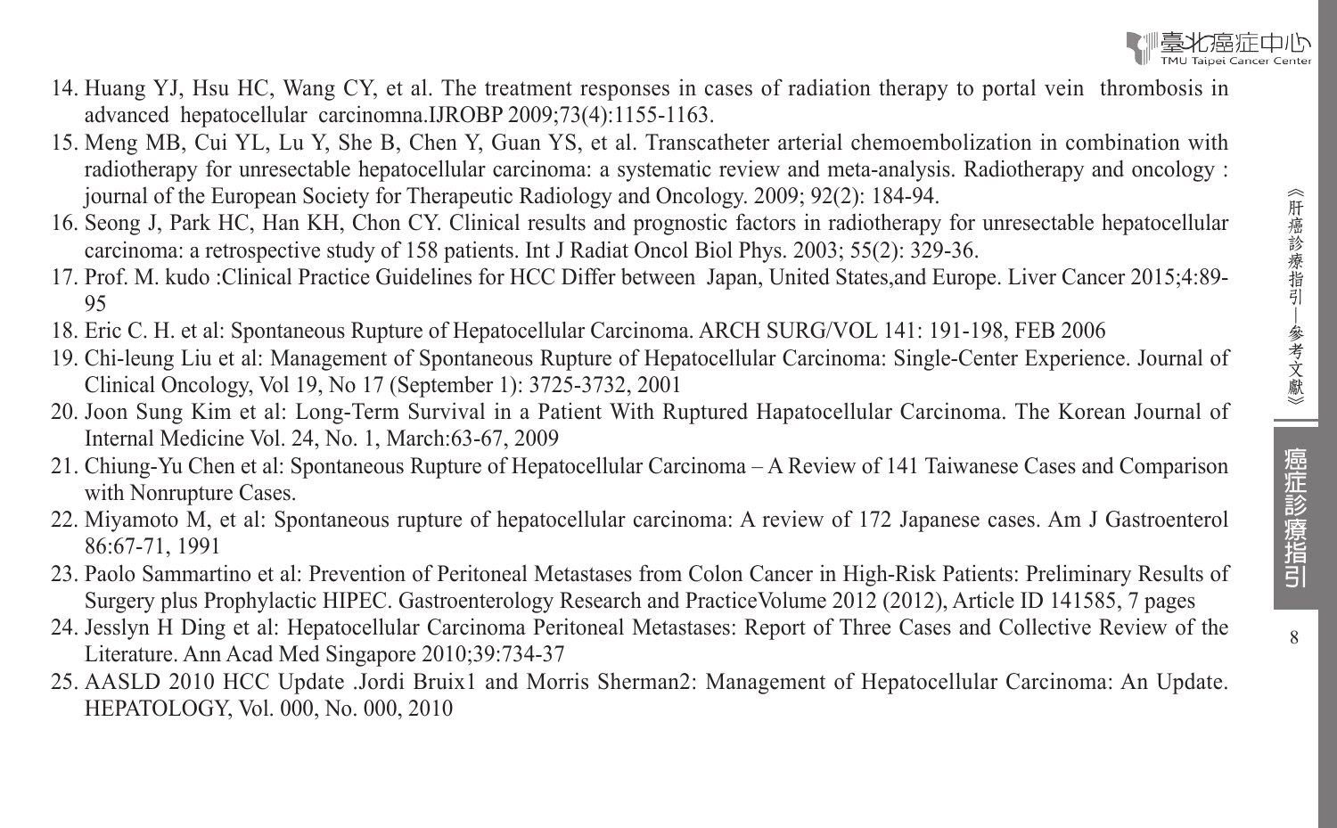14. Huang YJ, Hsu HC, Wang CY, et al. The treatment responses in cases of radiation therapy to portal vein thrombosis in advanced hepatocellular carcinomna.IJROBP 2009;73(4):1155-1163.
15. Meng MB, Cui YL, Lu Y, She B, Chen Y, Guan YS, et al. Transcatheter arterial chemoembolization in combination with radiotherapy for unresectable hepatocellular carcinoma: a systematic review and meta-analysis. Radiotherapy and oncology : journal of the European Society for Therapeutic Radiology and Oncology. 2009; 92(2): 184-94.
16. Seong J, Park HC, Han KH, Chon CY. Clinical results and prognostic factors in radiotherapy for unresectable hepatocellular carcinoma: a retrospective study of 158 patients. Int J Radiat Oncol Biol Phys. 2003; 55(2): 329-36.
17. Prof. M. kudo :Clinical Practice Guidelines for HCC Differ between Japan, United States,and Europe. Liver Cancer 2015;4:89-95
18. Eric C. H. et al: Spontaneous Rupture of Hepatocellular Carcinoma. ARCH SURG/VOL 141: 191-198, FEB 2006
19. Chi-leung Liu et al: Management of Spontaneous Rupture of Hepatocellular Carcinoma: Single-Center Experience. Journal of Clinical Oncology, Vol 19, No 17 (September 1): 3725-3732, 2001
20. Joon Sung Kim et al: Long-Term Survival in a Patient With Ruptured Hapatocellular Carcinoma. The Korean Journal of Internal Medicine Vol. 24, No. 1, March:63-67, 2009
21. Chiung-Yu Chen et al: Spontaneous Rupture of Hepatocellular Carcinoma – A Review of 141 Taiwanese Cases and Comparison with Nonrupture Cases.
22. Miyamoto M, et al: Spontaneous rupture of hepatocellular carcinoma: A review of 172 Japanese cases. Am J Gastroenterol 86:67-71, 1991
23. Paolo Sammartino et al: Prevention of Peritoneal Metastases from Colon Cancer in High-Risk Patients: Preliminary Results of Surgery plus Prophylactic HIPEC. Gastroenterology Research and PracticeVolume 2012 (2012), Article ID 141585, 7 pages
24. Jesslyn H Ding et al: Hepatocellular Carcinoma Peritoneal Metastases: Report of Three Cases and Collective Review of the Literature. Ann Acad Med Singapore 2010;39:734-37
25. AASLD 2010 HCC Update .Jordi Bruix1 and Morris Sherman2: Management of Hepatocellular Carcinoma: An Update. HEPATOLOGY, Vol. 000, No. 000, 2010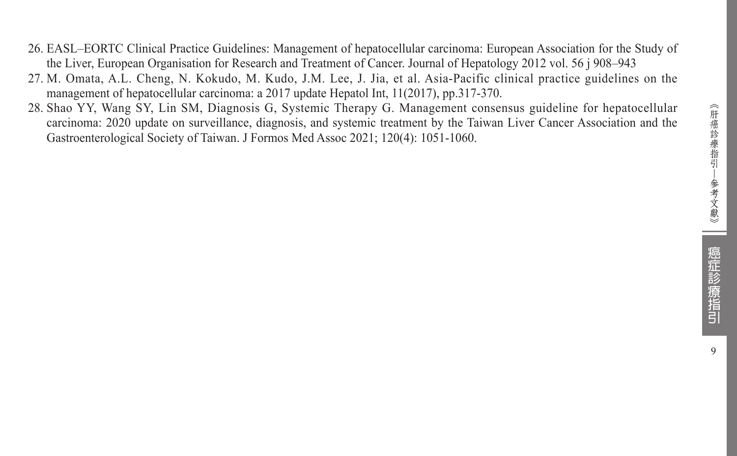26. EASL–EORTC Clinical Practice Guidelines: Management of hepatocellular carcinoma: European Association for the Study of the Liver, European Organisation for Research and Treatment of Cancer. Journal of Hepatology 2012 vol. 56 j 908–943
27. M. Omata, A.L. Cheng, N. Kokudo, M. Kudo, J.M. Lee, J. Jia, et al. Asia-Pacific clinical practice guidelines on the management of hepatocellular carcinoma: a 2017 update Hepatol Int, 11(2017), pp.317-370.
28. Shao YY, Wang SY, Lin SM, Diagnosis G, Systemic Therapy G. Management consensus guideline for hepatocellular carcinoma: 2020 update on surveillance, diagnosis, and systemic treatment by the Taiwan Liver Cancer Association and the Gastroenterological Society of Taiwan. J Formos Med Assoc 2021; 120(4): 1051-1060.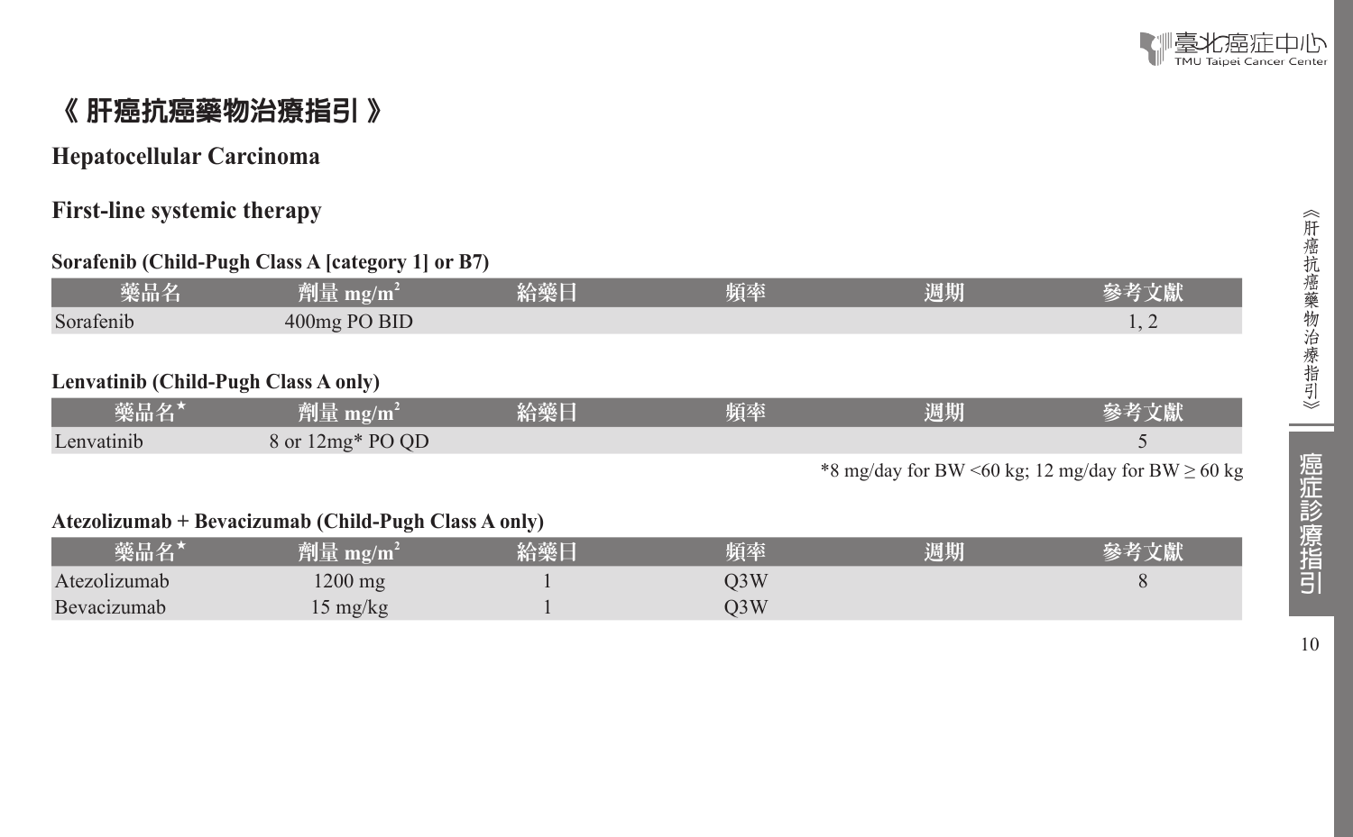# 《 肝癌抗癌藥物治療指引 》

## Hepatocellular Carcinoma

### First-line systemic therapy

**Sorafenib (Child-Pugh Class A [category 1] or B7)**

| 藥品名 | 劑量 mg/m² | 給藥日 | 頻率 | 週期 | 參考文獻 |
|---|---|---|---|---|---|
| Sorafenib | 400mg PO BID | | | | 1, 2 |

**Lenvatinib (Child-Pugh Class A only)**

| 藥品名★ | 劑量 mg/m² | 給藥日 | 頻率 | 週期 | 參考文獻 |
|---|---|---|---|---|---|
| Lenvatinib | 8 or 12mg* PO QD | | | | 5 |

*8 mg/day for BW <60 kg; 12 mg/day for BW ≥ 60 kg

**Atezolizumab + Bevacizumab (Child-Pugh Class A only)**

| 藥品名★ | 劑量 mg/m² | 給藥日 | 頻率 | 週期 | 參考文獻 |
|---|---|---|---|---|---|
| Atezolizumab | 1200 mg | 1 | Q3W | | 8 |
| Bevacizumab | 15 mg/kg | 1 | Q3W | | |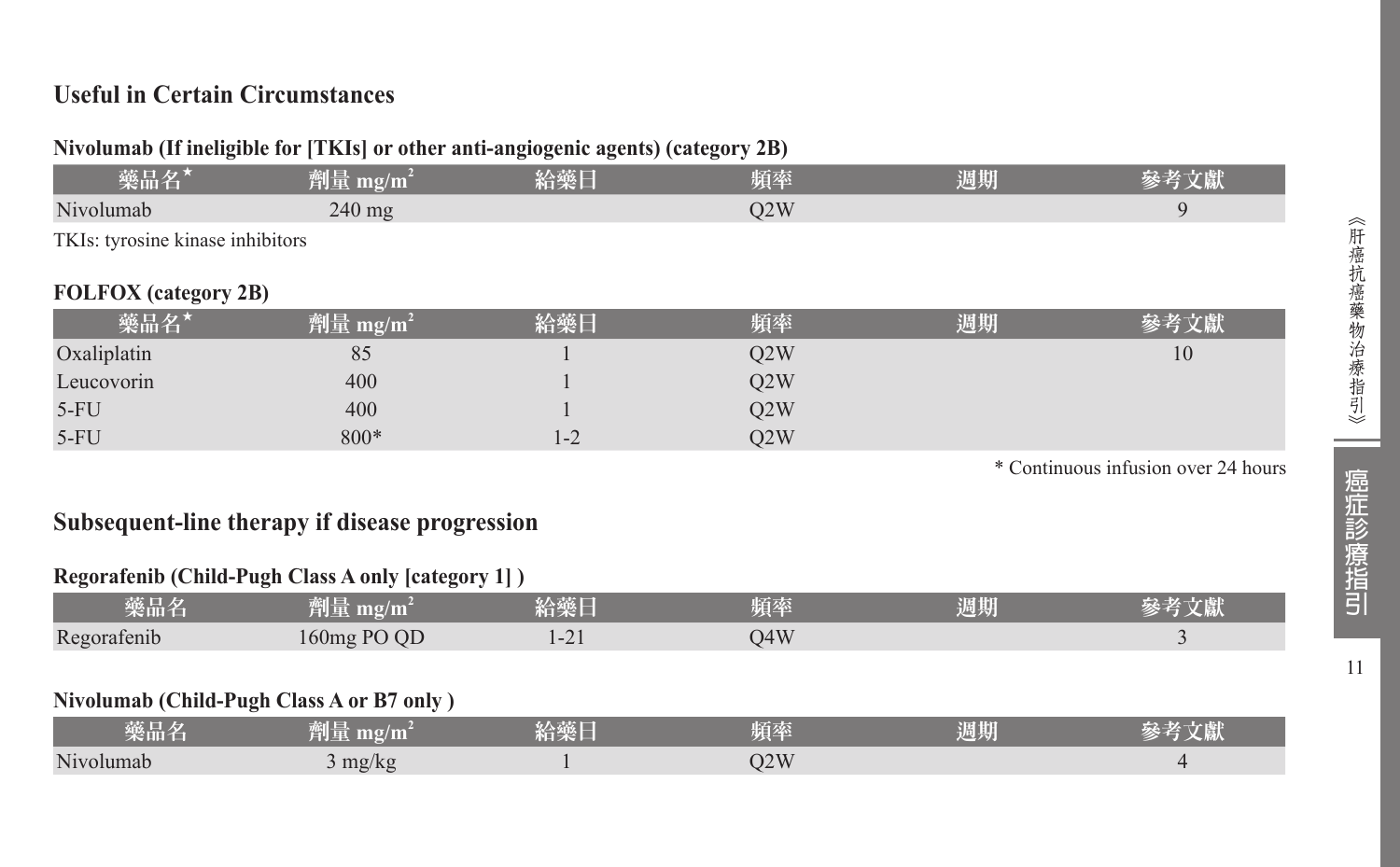## Useful in Certain Circumstances

### Nivolumab (If ineligible for [TKIs] or other anti-angiogenic agents) (category 2B)

| 藥品名* | 劑量 $mg/m^2$ | 給藥日 | 頻率 | 週期 | 參考文獻 |
|---|---|---|---|---|---|
| Nivolumab | 240 mg | | Q2W | | 9 |

TKIs: tyrosine kinase inhibitors

### FOLFOX (category 2B)

| 藥品名* | 劑量 $mg/m^2$ | 給藥日 | 頻率 | 週期 | 參考文獻 |
|---|---|---|---|---|---|
| Oxaliplatin | 85 | 1 | Q2W | | 10 |
| Leucovorin | 400 | 1 | Q2W | | |
| 5-FU | 400 | 1 | Q2W | | |
| 5-FU | 800* | 1-2 | Q2W | | |

* Continuous infusion over 24 hours

## Subsequent-line therapy if disease progression

### Regorafenib (Child-Pugh Class A only [category 1] )

| 藥品名 | 劑量 $mg/m^2$ | 給藥日 | 頻率 | 週期 | 參考文獻 |
|---|---|---|---|---|---|
| Regorafenib | 160mg PO QD | 1-21 | Q4W | | 3 |

### Nivolumab (Child-Pugh Class A or B7 only )

| 藥品名 | 劑量 $mg/m^2$ | 給藥日 | 頻率 | 週期 | 參考文獻 |
|---|---|---|---|---|---|
| Nivolumab | 3 mg/kg | 1 | Q2W | | 4 |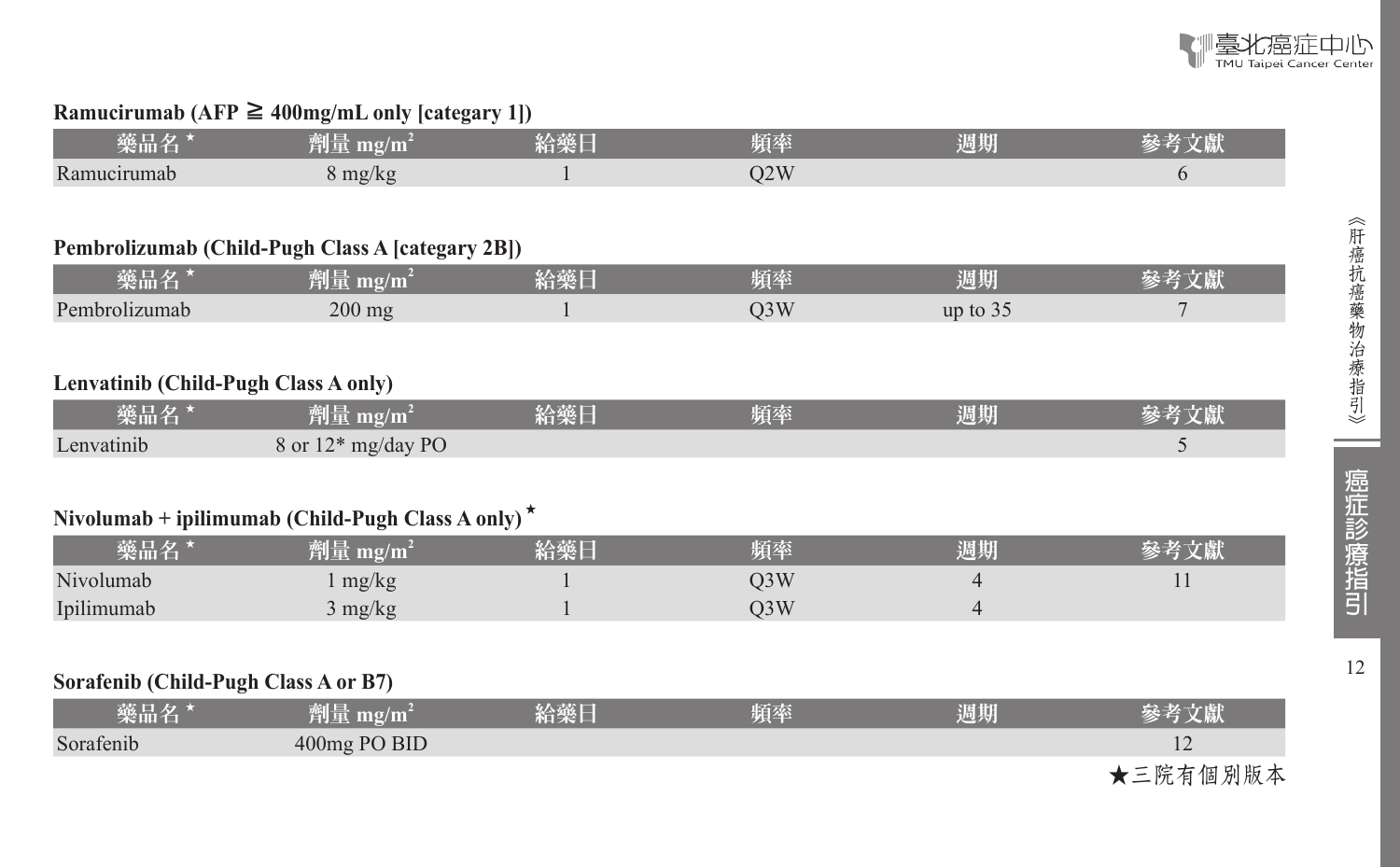### Ramucirumab (AFP ≧ 400mg/mL only [categary 1])

| 藥品名 ★ | 劑量 mg/m² | 給藥日 | 頻率 | 週期 | 參考文獻 |
|---|---|---|---|---|---|
| Ramucirumab | 8 mg/kg | 1 | Q2W | | 6 |

### Pembrolizumab (Child-Pugh Class A [categary 2B])

| 藥品名 ★ | 劑量 mg/m² | 給藥日 | 頻率 | 週期 | 參考文獻 |
|---|---|---|---|---|---|
| Pembrolizumab | 200 mg | 1 | Q3W | up to 35 | 7 |

### Lenvatinib (Child-Pugh Class A only)

| 藥品名 ★ | 劑量 mg/m² | 給藥日 | 頻率 | 週期 | 參考文獻 |
|---|---|---|---|---|---|
| Lenvatinib | 8 or 12* mg/day PO | | | | 5 |

### Nivolumab + ipilimumab (Child-Pugh Class A only) ★

| 藥品名 ★ | 劑量 mg/m² | 給藥日 | 頻率 | 週期 | 參考文獻 |
|---|---|---|---|---|---|
| Nivolumab | 1 mg/kg | 1 | Q3W | 4 | 11 |
| Ipilimumab | 3 mg/kg | 1 | Q3W | 4 | |

### Sorafenib (Child-Pugh Class A or B7)

| 藥品名 ★ | 劑量 mg/m² | 給藥日 | 頻率 | 週期 | 參考文獻 |
|---|---|---|---|---|---|
| Sorafenib | 400mg PO BID | | | | 12 |

★三院有個別版本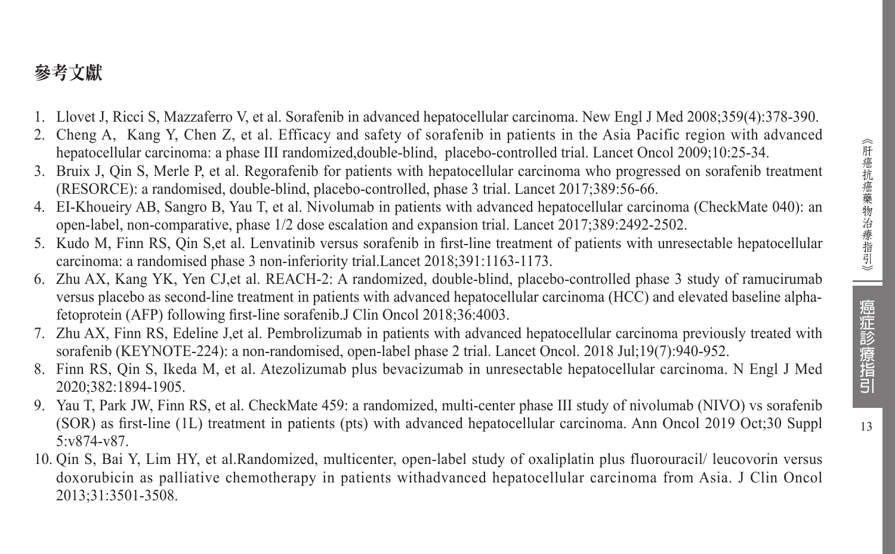## 參考文獻

1. Llovet J, Ricci S, Mazzaferro V, et al. Sorafenib in advanced hepatocellular carcinoma. New Engl J Med 2008;359(4):378-390.
2. Cheng A, Kang Y, Chen Z, et al. Efficacy and safety of sorafenib in patients in the Asia Pacific region with advanced hepatocellular carcinoma: a phase III randomized,double-blind, placebo-controlled trial. Lancet Oncol 2009;10:25-34.
3. Bruix J, Qin S, Merle P, et al. Regorafenib for patients with hepatocellular carcinoma who progressed on sorafenib treatment (RESORCE): a randomised, double-blind, placebo-controlled, phase 3 trial. Lancet 2017;389:56-66.
4. EI-Khoueiry AB, Sangro B, Yau T, et al. Nivolumab in patients with advanced hepatocellular carcinoma (CheckMate 040): an open-label, non-comparative, phase 1/2 dose escalation and expansion trial. Lancet 2017;389:2492-2502.
5. Kudo M, Finn RS, Qin S,et al. Lenvatinib versus sorafenib in first-line treatment of patients with unresectable hepatocellular carcinoma: a randomised phase 3 non-inferiority trial.Lancet 2018;391:1163-1173.
6. Zhu AX, Kang YK, Yen CJ,et al. REACH-2: A randomized, double-blind, placebo-controlled phase 3 study of ramucirumab versus placebo as second-line treatment in patients with advanced hepatocellular carcinoma (HCC) and elevated baseline alpha-fetoprotein (AFP) following first-line sorafenib.J Clin Oncol 2018;36:4003.
7. Zhu AX, Finn RS, Edeline J,et al. Pembrolizumab in patients with advanced hepatocellular carcinoma previously treated with sorafenib (KEYNOTE-224): a non-randomised, open-label phase 2 trial. Lancet Oncol. 2018 Jul;19(7):940-952.
8. Finn RS, Qin S, Ikeda M, et al. Atezolizumab plus bevacizumab in unresectable hepatocellular carcinoma. N Engl J Med 2020;382:1894-1905.
9. Yau T, Park JW, Finn RS, et al. CheckMate 459: a randomized, multi-center phase III study of nivolumab (NIVO) vs sorafenib (SOR) as first-line (1L) treatment in patients (pts) with advanced hepatocellular carcinoma. Ann Oncol 2019 Oct;30 Suppl 5:v874-v87.
10. Qin S, Bai Y, Lim HY, et al.Randomized, multicenter, open-label study of oxaliplatin plus fluorouracil/ leucovorin versus doxorubicin as palliative chemotherapy in patients withadvanced hepatocellular carcinoma from Asia. J Clin Oncol 2013;31:3501-3508.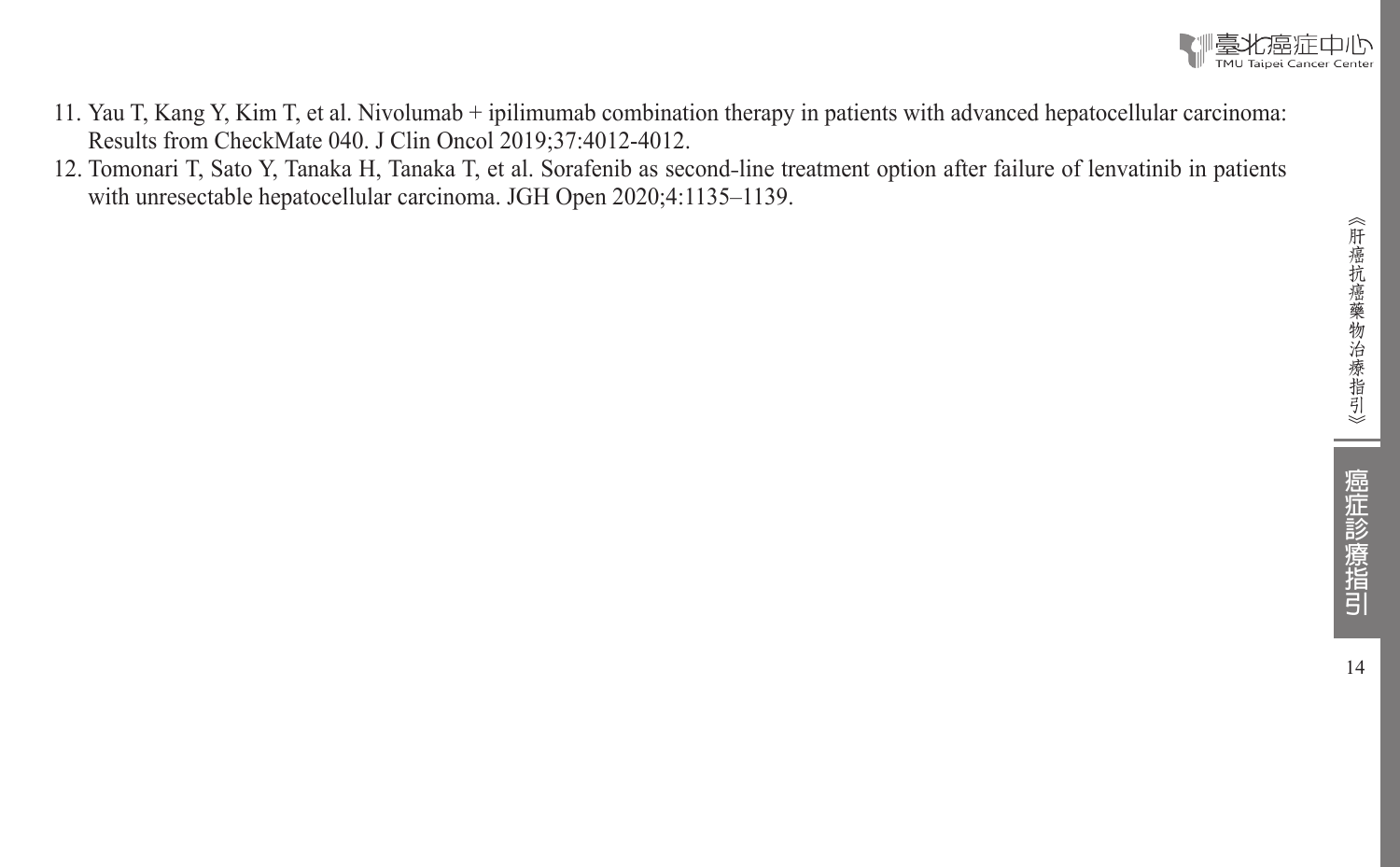11. Yau T, Kang Y, Kim T, et al. Nivolumab + ipilimumab combination therapy in patients with advanced hepatocellular carcinoma: Results from CheckMate 040. J Clin Oncol 2019;37:4012-4012.
12. Tomonari T, Sato Y, Tanaka H, Tanaka T, et al. Sorafenib as second-line treatment option after failure of lenvatinib in patients with unresectable hepatocellular carcinoma. JGH Open 2020;4:1135–1139.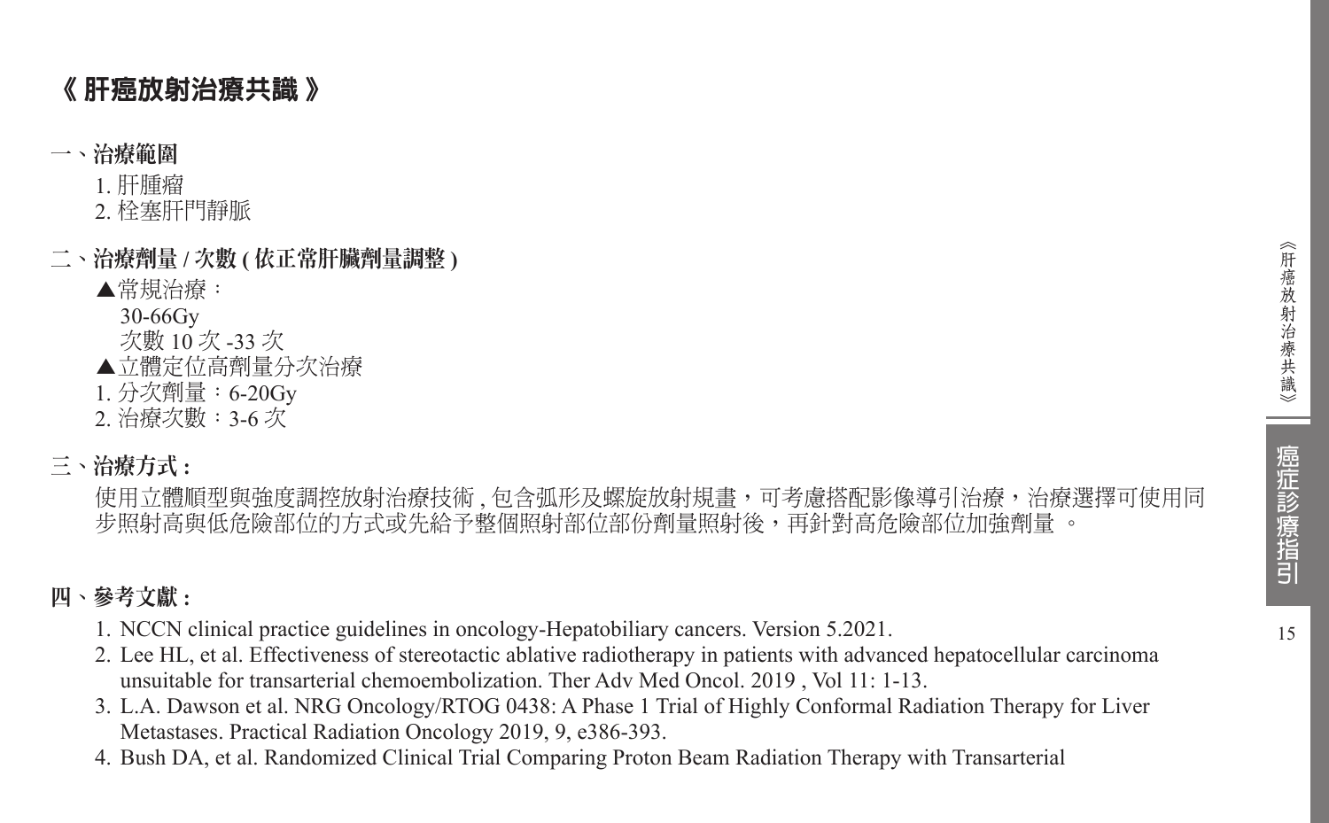# 《 肝癌放射治療共識 》

## 一、治療範圍

1. 肝腫瘤
2. 栓塞肝門靜脈

## 二、治療劑量 / 次數 ( 依正常肝臟劑量調整 )

▲常規治療：
30-66Gy
次數 10 次 -33 次

▲立體定位高劑量分次治療
1. 分次劑量：6-20Gy
2. 治療次數：3-6 次

## 三、治療方式 :

使用立體順型與強度調控放射治療技術 , 包含弧形及螺旋放射規畫，可考慮搭配影像導引治療，治療選擇可使用同步照射高與低危險部位的方式或先給予整個照射部位部份劑量照射後，再針對高危險部位加強劑量 。

## 四、參考文獻 :

1. NCCN clinical practice guidelines in oncology-Hepatobiliary cancers. Version 5.2021.
2. Lee HL, et al. Effectiveness of stereotactic ablative radiotherapy in patients with advanced hepatocellular carcinoma unsuitable for transarterial chemoembolization. Ther Adv Med Oncol. 2019 , Vol 11: 1-13.
3. L.A. Dawson et al. NRG Oncology/RTOG 0438: A Phase 1 Trial of Highly Conformal Radiation Therapy for Liver Metastases. Practical Radiation Oncology 2019, 9, e386-393.
4. Bush DA, et al. Randomized Clinical Trial Comparing Proton Beam Radiation Therapy with Transarterial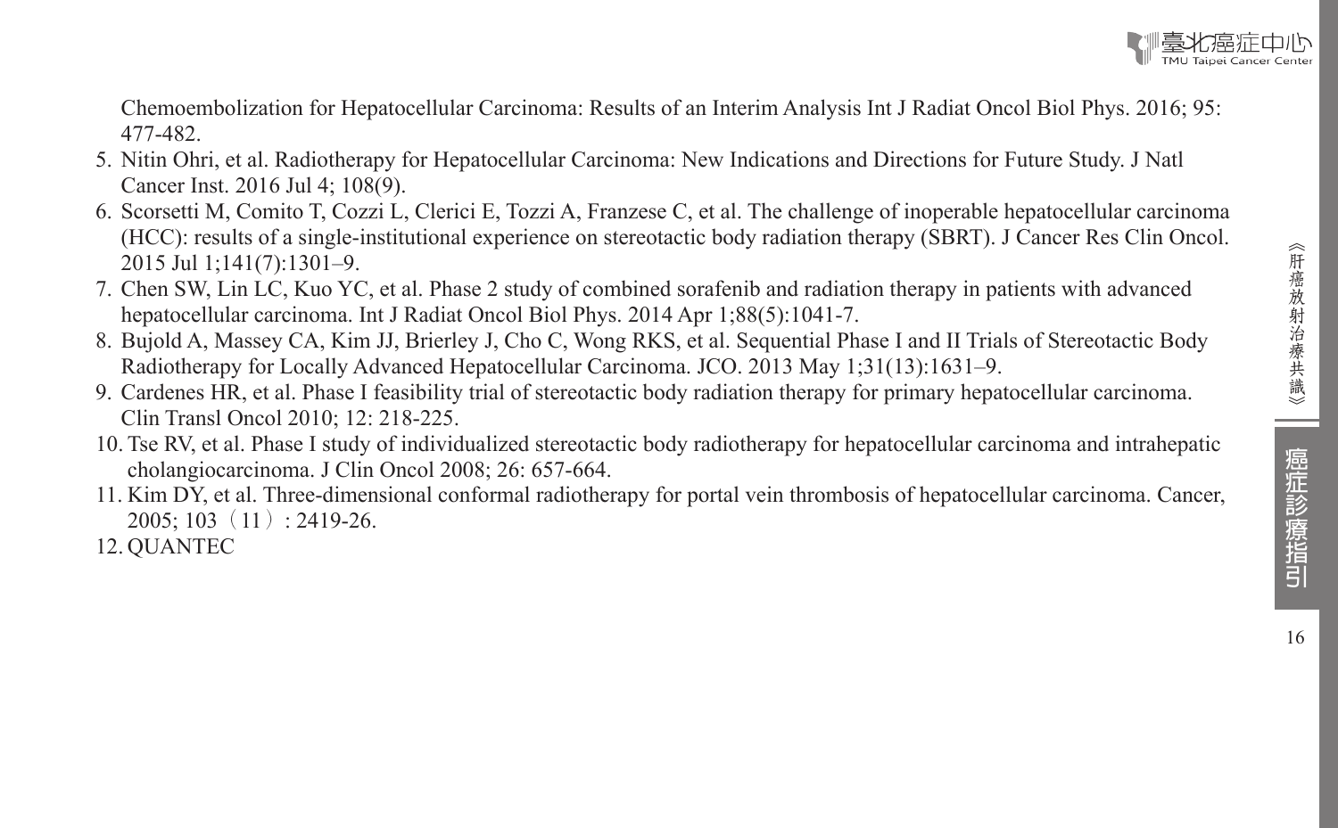Chemoembolization for Hepatocellular Carcinoma: Results of an Interim Analysis Int J Radiat Oncol Biol Phys. 2016; 95: 477-482.

5. Nitin Ohri, et al. Radiotherapy for Hepatocellular Carcinoma: New Indications and Directions for Future Study. J Natl Cancer Inst. 2016 Jul 4; 108(9).
6. Scorsetti M, Comito T, Cozzi L, Clerici E, Tozzi A, Franzese C, et al. The challenge of inoperable hepatocellular carcinoma (HCC): results of a single-institutional experience on stereotactic body radiation therapy (SBRT). J Cancer Res Clin Oncol. 2015 Jul 1;141(7):1301–9.
7. Chen SW, Lin LC, Kuo YC, et al. Phase 2 study of combined sorafenib and radiation therapy in patients with advanced hepatocellular carcinoma. Int J Radiat Oncol Biol Phys. 2014 Apr 1;88(5):1041-7.
8. Bujold A, Massey CA, Kim JJ, Brierley J, Cho C, Wong RKS, et al. Sequential Phase I and II Trials of Stereotactic Body Radiotherapy for Locally Advanced Hepatocellular Carcinoma. JCO. 2013 May 1;31(13):1631–9.
9. Cardenes HR, et al. Phase I feasibility trial of stereotactic body radiation therapy for primary hepatocellular carcinoma. Clin Transl Oncol 2010; 12: 218-225.
10. Tse RV, et al. Phase I study of individualized stereotactic body radiotherapy for hepatocellular carcinoma and intrahepatic cholangiocarcinoma. J Clin Oncol 2008; 26: 657-664.
11. Kim DY, et al. Three-dimensional conformal radiotherapy for portal vein thrombosis of hepatocellular carcinoma. Cancer, 2005; 103（11）: 2419-26.
12. QUANTEC